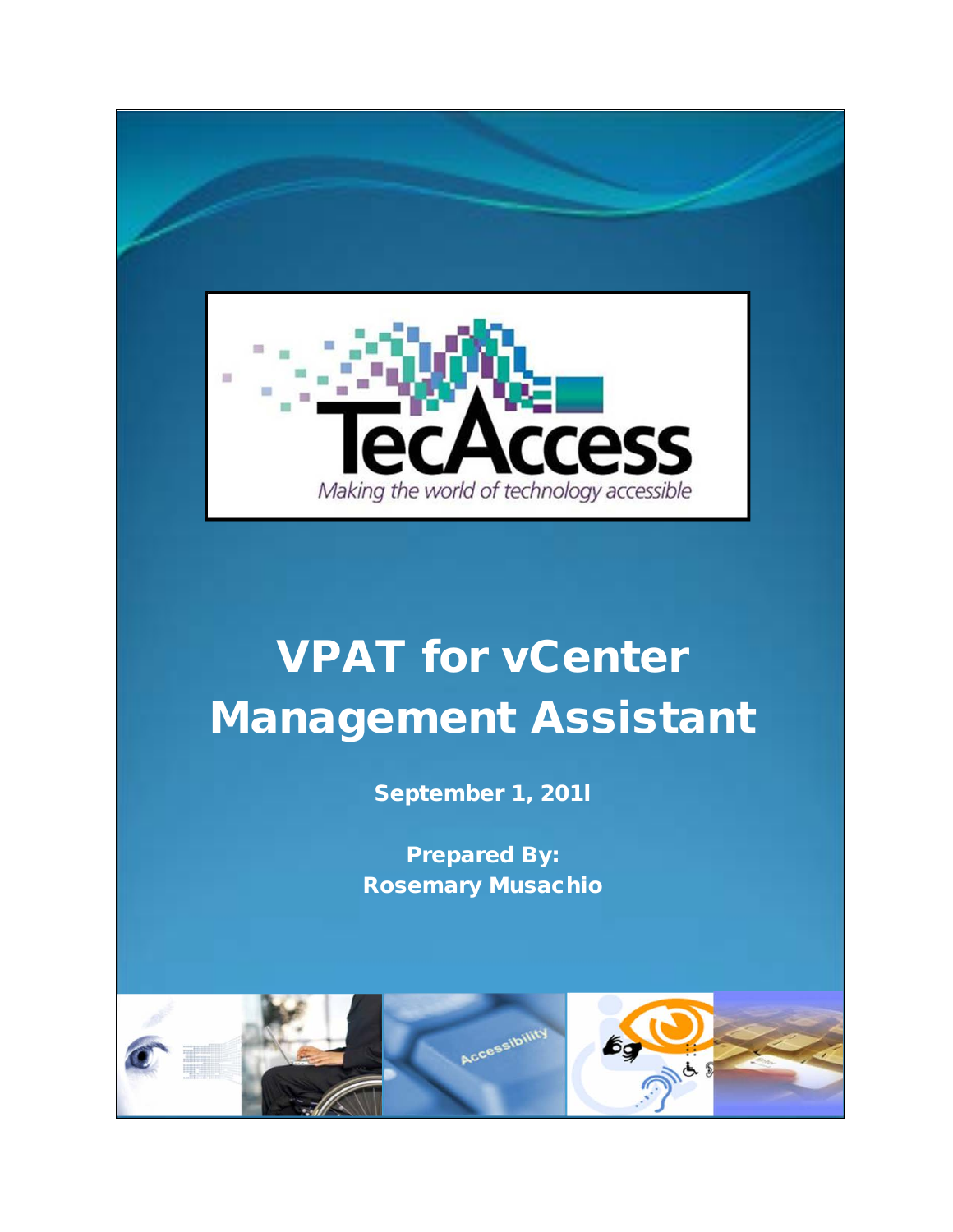TecAccess

*Making the world of technology accessible*

# VPAT for vCenter Management Assistant

**September 1, 201l**

**Prepared By:**
**Rosemary Musachio**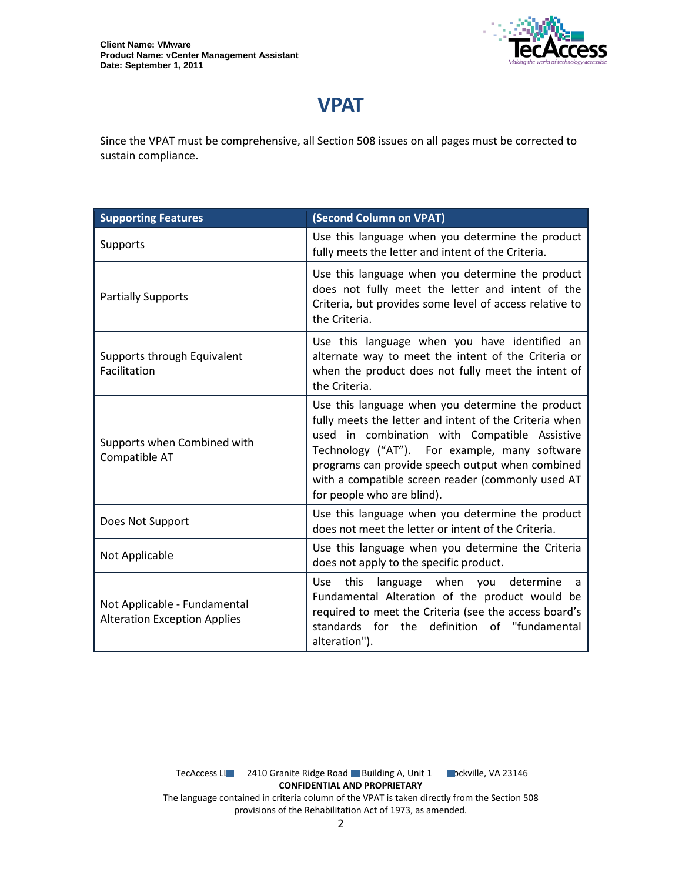# VPAT

Since the VPAT must be comprehensive, all Section 508 issues on all pages must be corrected to sustain compliance.

| Supporting Features | (Second Column on VPAT) |
| --- | --- |
| Supports | Use this language when you determine the product fully meets the letter and intent of the Criteria. |
| Partially Supports | Use this language when you determine the product does not fully meet the letter and intent of the Criteria, but provides some level of access relative to the Criteria. |
| Supports through Equivalent Facilitation | Use this language when you have identified an alternate way to meet the intent of the Criteria or when the product does not fully meet the intent of the Criteria. |
| Supports when Combined with Compatible AT | Use this language when you determine the product fully meets the letter and intent of the Criteria when used in combination with Compatible Assistive Technology ("AT"). For example, many software programs can provide speech output when combined with a compatible screen reader (commonly used AT for people who are blind). |
| Does Not Support | Use this language when you determine the product does not meet the letter or intent of the Criteria. |
| Not Applicable | Use this language when you determine the Criteria does not apply to the specific product. |
| Not Applicable - Fundamental Alteration Exception Applies | Use this language when you determine a Fundamental Alteration of the product would be required to meet the Criteria (see the access board's standards for the definition of "fundamental alteration"). |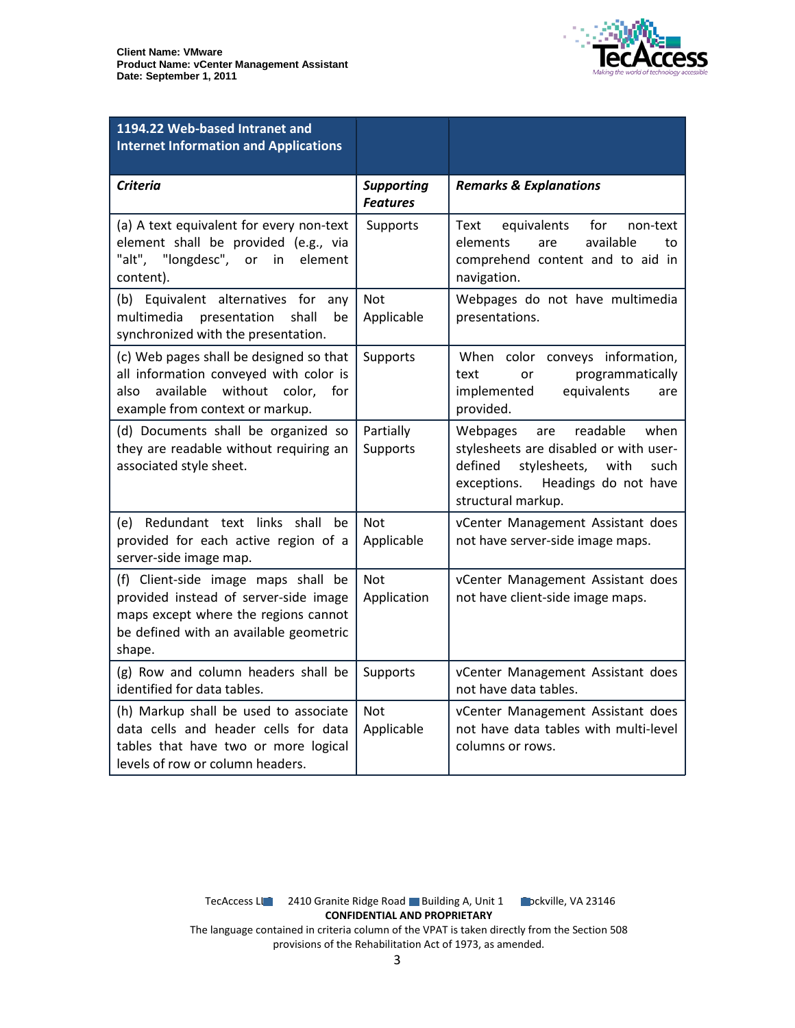| 1194.22 Web-based Intranet and Internet Information and Applications | | |
|---|---|---|
| ***Criteria*** | ***Supporting Features*** | ***Remarks & Explanations*** |
| (a) A text equivalent for every non-text element shall be provided (e.g., via "alt", "longdesc", or in element content). | Supports | Text equivalents for non-text elements are available to comprehend content and to aid in navigation. |
| (b) Equivalent alternatives for any multimedia presentation shall be synchronized with the presentation. | Not Applicable | Webpages do not have multimedia presentations. |
| (c) Web pages shall be designed so that all information conveyed with color is also available without color, for example from context or markup. | Supports | When color conveys information, text or programmatically implemented equivalents are provided. |
| (d) Documents shall be organized so they are readable without requiring an associated style sheet. | Partially Supports | Webpages are readable when stylesheets are disabled or with user-defined stylesheets, with such exceptions. Headings do not have structural markup. |
| (e) Redundant text links shall be provided for each active region of a server-side image map. | Not Applicable | vCenter Management Assistant does not have server-side image maps. |
| (f) Client-side image maps shall be provided instead of server-side image maps except where the regions cannot be defined with an available geometric shape. | Not Application | vCenter Management Assistant does not have client-side image maps. |
| (g) Row and column headers shall be identified for data tables. | Supports | vCenter Management Assistant does not have data tables. |
| (h) Markup shall be used to associate data cells and header cells for data tables that have two or more logical levels of row or column headers. | Not Applicable | vCenter Management Assistant does not have data tables with multi-level columns or rows. |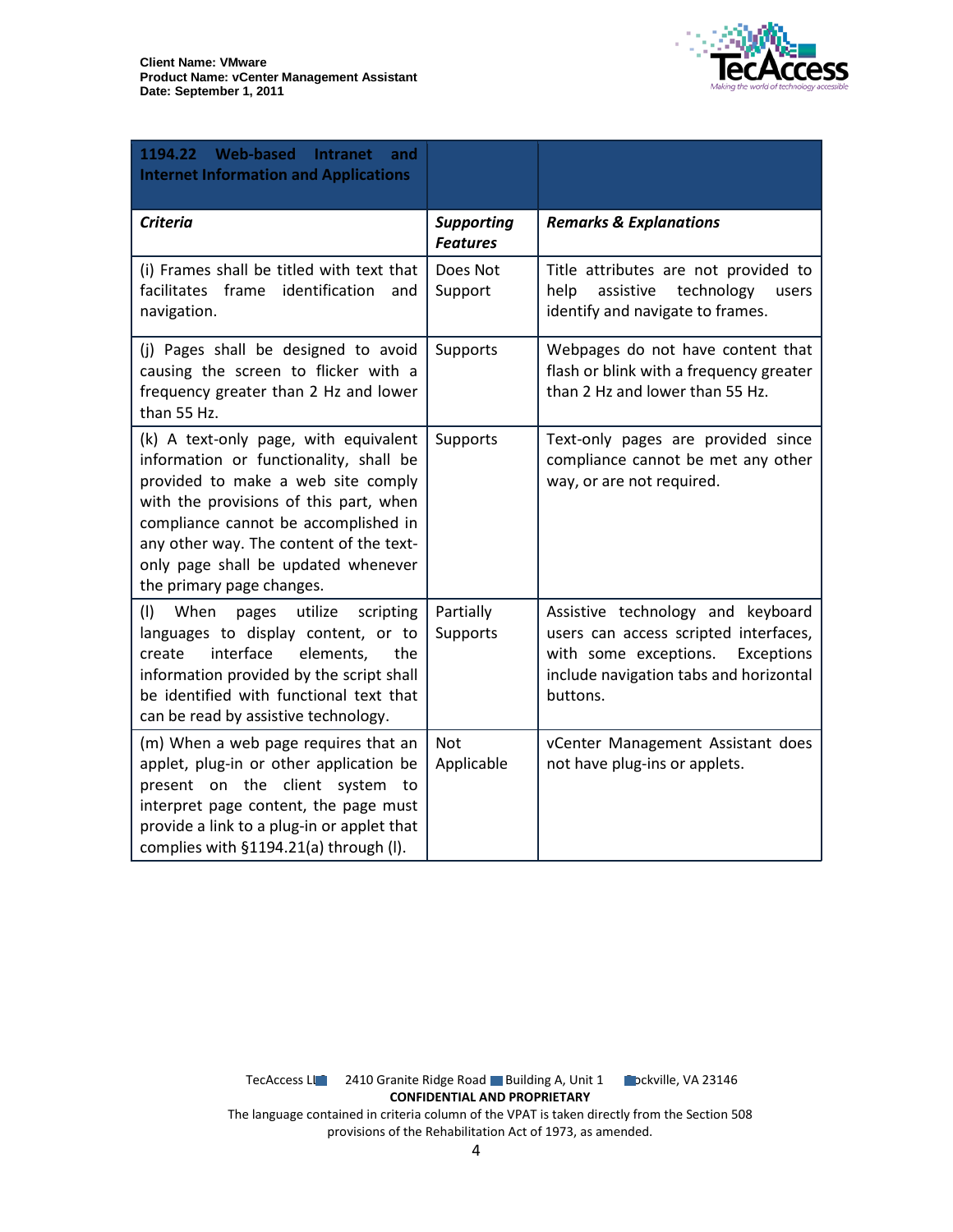| 1194.22 Web-based Intranet and Internet Information and Applications | | |
|---|---|---|
| ***Criteria*** | ***Supporting Features*** | ***Remarks & Explanations*** |
| (i) Frames shall be titled with text that facilitates frame identification and navigation. | Does Not Support | Title attributes are not provided to help assistive technology users identify and navigate to frames. |
| (j) Pages shall be designed to avoid causing the screen to flicker with a frequency greater than 2 Hz and lower than 55 Hz. | Supports | Webpages do not have content that flash or blink with a frequency greater than 2 Hz and lower than 55 Hz. |
| (k) A text-only page, with equivalent information or functionality, shall be provided to make a web site comply with the provisions of this part, when compliance cannot be accomplished in any other way. The content of the text-only page shall be updated whenever the primary page changes. | Supports | Text-only pages are provided since compliance cannot be met any other way, or are not required. |
| (l) When pages utilize scripting languages to display content, or to create interface elements, the information provided by the script shall be identified with functional text that can be read by assistive technology. | Partially Supports | Assistive technology and keyboard users can access scripted interfaces, with some exceptions. Exceptions include navigation tabs and horizontal buttons. |
| (m) When a web page requires that an applet, plug-in or other application be present on the client system to interpret page content, the page must provide a link to a plug-in or applet that complies with §1194.21(a) through (l). | Not Applicable | vCenter Management Assistant does not have plug-ins or applets. |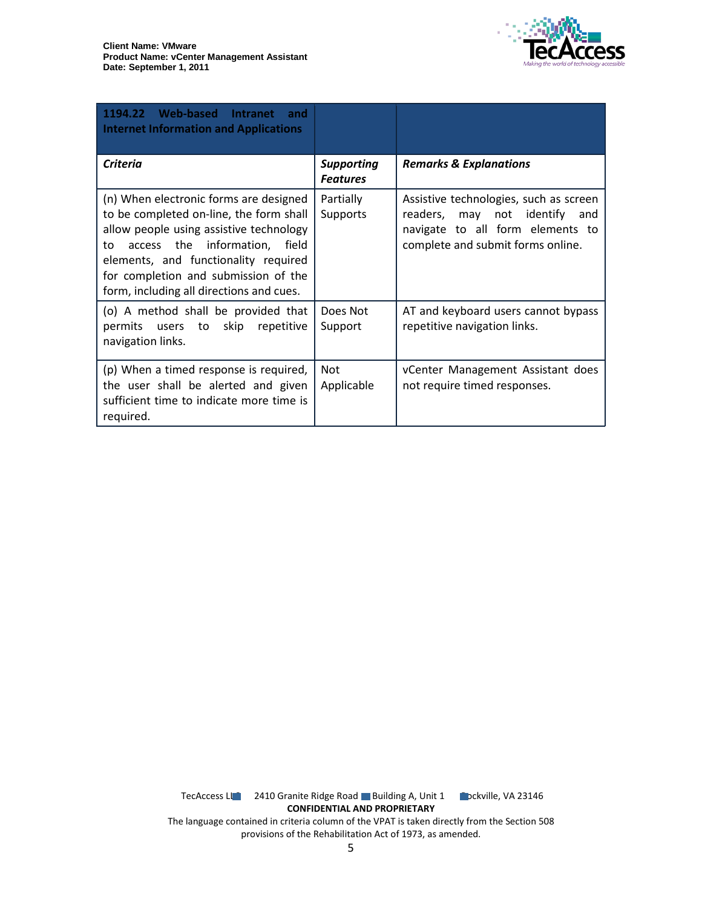| 1194.22 Web-based Intranet and Internet Information and Applications | | |
|---|---|---|
| ***Criteria*** | ***Supporting Features*** | ***Remarks & Explanations*** |
| (n) When electronic forms are designed to be completed on-line, the form shall allow people using assistive technology to access the information, field elements, and functionality required for completion and submission of the form, including all directions and cues. | Partially Supports | Assistive technologies, such as screen readers, may not identify and navigate to all form elements to complete and submit forms online. |
| (o) A method shall be provided that permits users to skip repetitive navigation links. | Does Not Support | AT and keyboard users cannot bypass repetitive navigation links. |
| (p) When a timed response is required, the user shall be alerted and given sufficient time to indicate more time is required. | Not Applicable | vCenter Management Assistant does not require timed responses. |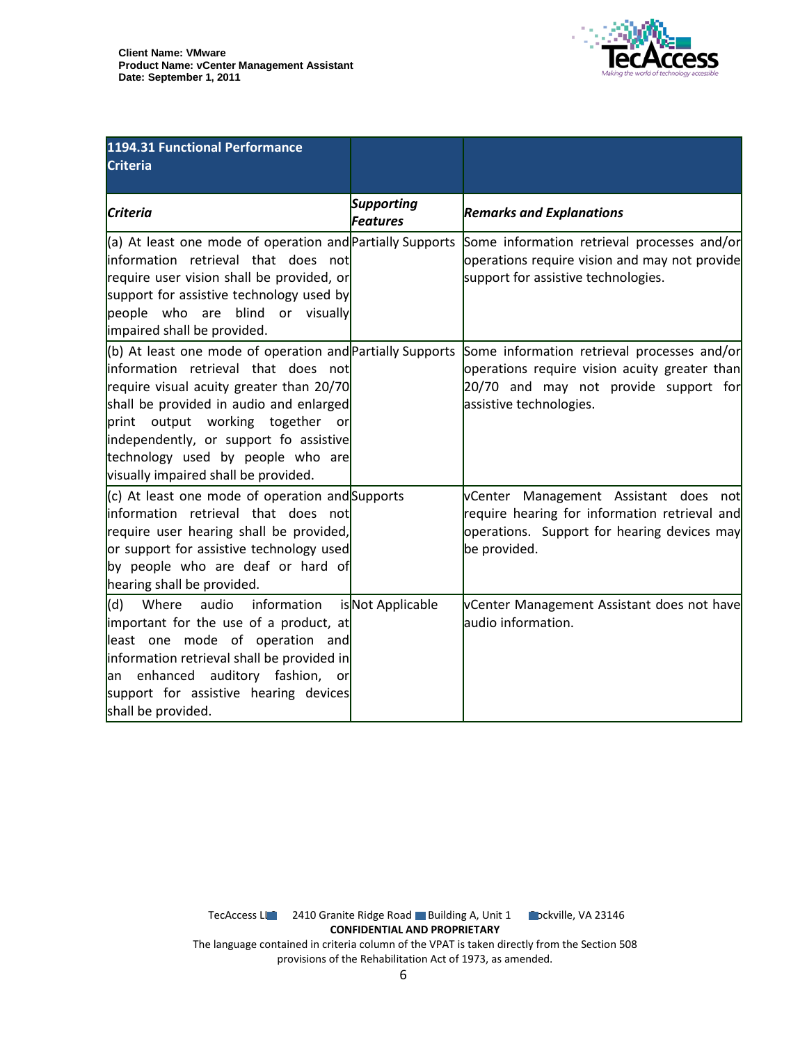| **1194.31 Functional Performance Criteria** | | |
|---|---|---|
| ***Criteria*** | ***Supporting Features*** | ***Remarks and Explanations*** |
| (a) At least one mode of operation and information retrieval that does not require user vision shall be provided, or support for assistive technology used by people who are blind or visually impaired shall be provided. | Partially Supports | Some information retrieval processes and/or operations require vision and may not provide support for assistive technologies. |
| (b) At least one mode of operation and information retrieval that does not require visual acuity greater than 20/70 shall be provided in audio and enlarged print output working together or independently, or support fo assistive technology used by people who are visually impaired shall be provided. | Partially Supports | Some information retrieval processes and/or operations require vision acuity greater than 20/70 and may not provide support for assistive technologies. |
| (c) At least one mode of operation and information retrieval that does not require user hearing shall be provided, or support for assistive technology used by people who are deaf or hard of hearing shall be provided. | Supports | vCenter Management Assistant does not require hearing for information retrieval and operations. Support for hearing devices may be provided. |
| (d) Where audio information is important for the use of a product, at least one mode of operation and information retrieval shall be provided in an enhanced auditory fashion, or support for assistive hearing devices shall be provided. | Not Applicable | vCenter Management Assistant does not have audio information. |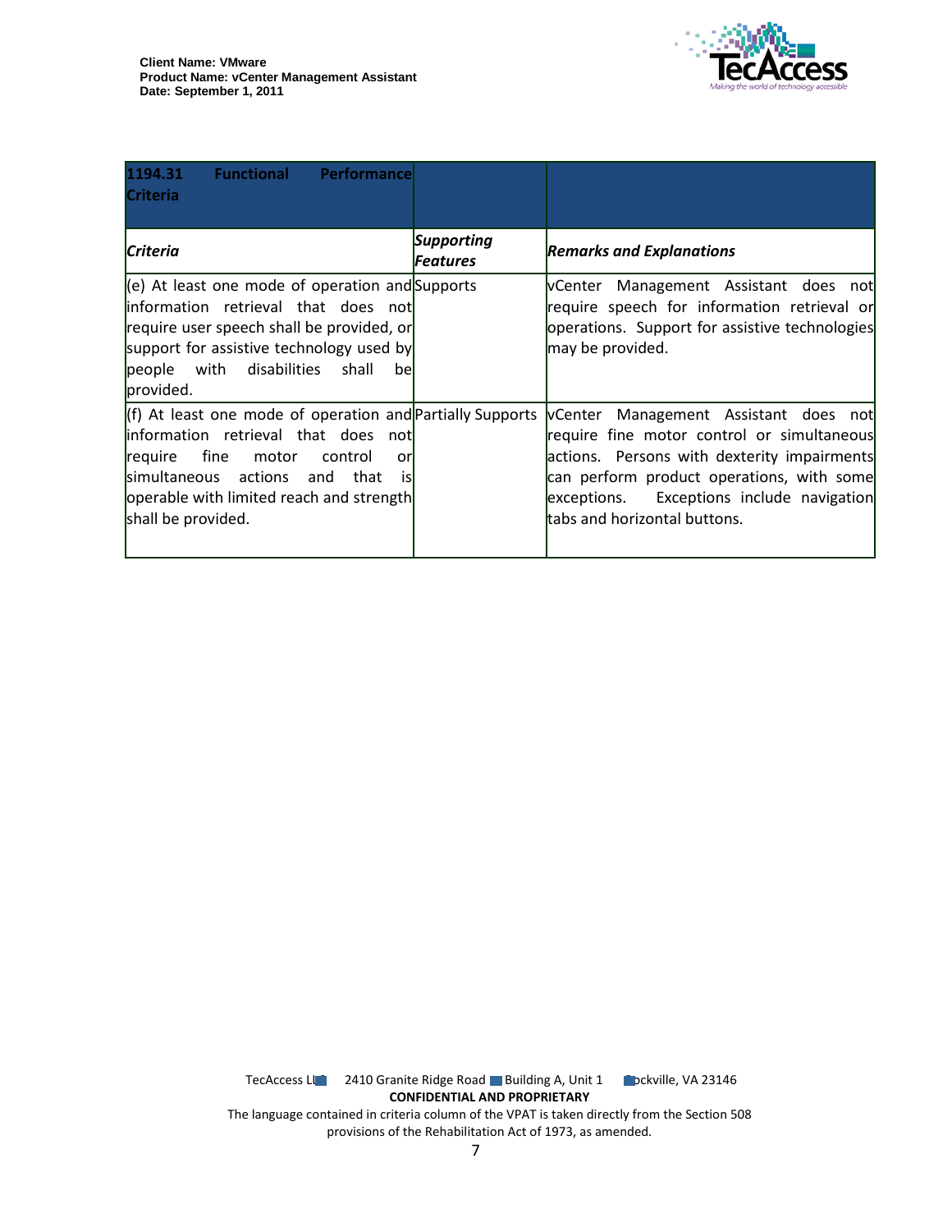| 1194.31 Functional Performance Criteria | | |
|---|---|---|
| ***Criteria*** | ***Supporting Features*** | ***Remarks and Explanations*** |
| (e) At least one mode of operation and information retrieval that does not require user speech shall be provided, or support for assistive technology used by people with disabilities shall be provided. | Supports | vCenter Management Assistant does not require speech for information retrieval or operations. Support for assistive technologies may be provided. |
| (f) At least one mode of operation and information retrieval that does not require fine motor control or simultaneous actions and that is operable with limited reach and strength shall be provided. | Partially Supports | vCenter Management Assistant does not require fine motor control or simultaneous actions. Persons with dexterity impairments can perform product operations, with some exceptions. Exceptions include navigation tabs and horizontal buttons. |